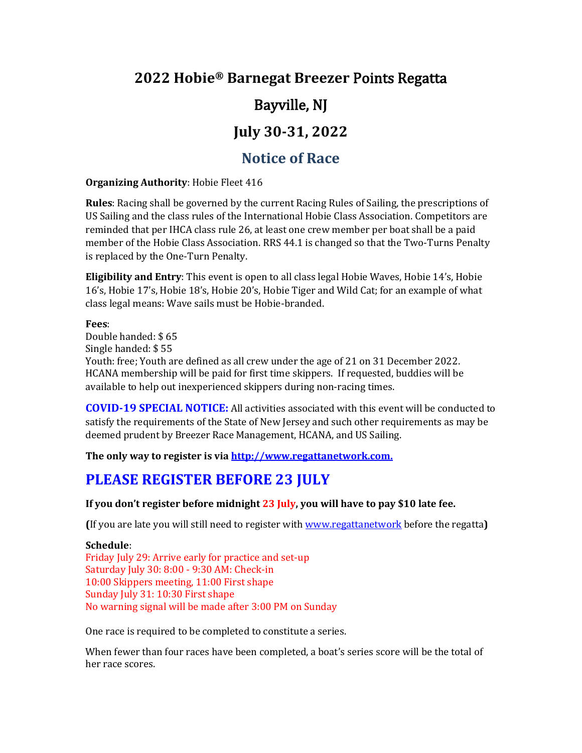# 2022 Hobie® Barnegat Breezer Points Regatta

# Bayville, NJ

# July 30-31, 2022

## Notice of Race

**Organizing Authority**: Hobie Fleet 416

**Rules**: Racing shall be governed by the current Racing Rules of Sailing, the prescriptions of US Sailing and the class rules of the International Hobie Class Association. Competitors are reminded that per IHCA class rule 26, at least one crew member per boat shall be a paid member of the Hobie Class Association. RRS 44.1 is changed so that the Two-Turns Penalty is replaced by the One-Turn Penalty.

**Eligibility and Entry**: This event is open to all class legal Hobie Waves, Hobie 14's, Hobie 16's, Hobie 17's, Hobie 18's, Hobie 20's, Hobie Tiger and Wild Cat; for an example of what class legal means: Wave sails must be Hobie-branded.

**Fees**:
Double handed: $ 65
Single handed: $ 55
Youth: free; Youth are defined as all crew under the age of 21 on 31 December 2022. HCANA membership will be paid for first time skippers. If requested, buddies will be available to help out inexperienced skippers during non-racing times.

**COVID-19 SPECIAL NOTICE:** All activities associated with this event will be conducted to satisfy the requirements of the State of New Jersey and such other requirements as may be deemed prudent by Breezer Race Management, HCANA, and US Sailing.

**The only way to register is via [http://www.regattanetwork.com.](http://www.regattanetwork.com)**

## PLEASE REGISTER BEFORE 23 JULY

**If you don't register before midnight 23 July, you will have to pay $10 late fee.**

**(**If you are late you will still need to register with [www.regattanetwork](http://www.regattanetwork) before the regatta**)**

**Schedule**:
Friday July 29: Arrive early for practice and set-up
Saturday July 30: 8:00 - 9:30 AM: Check-in
10:00 Skippers meeting, 11:00 First shape
Sunday July 31: 10:30 First shape
No warning signal will be made after 3:00 PM on Sunday

One race is required to be completed to constitute a series.

When fewer than four races have been completed, a boat's series score will be the total of her race scores.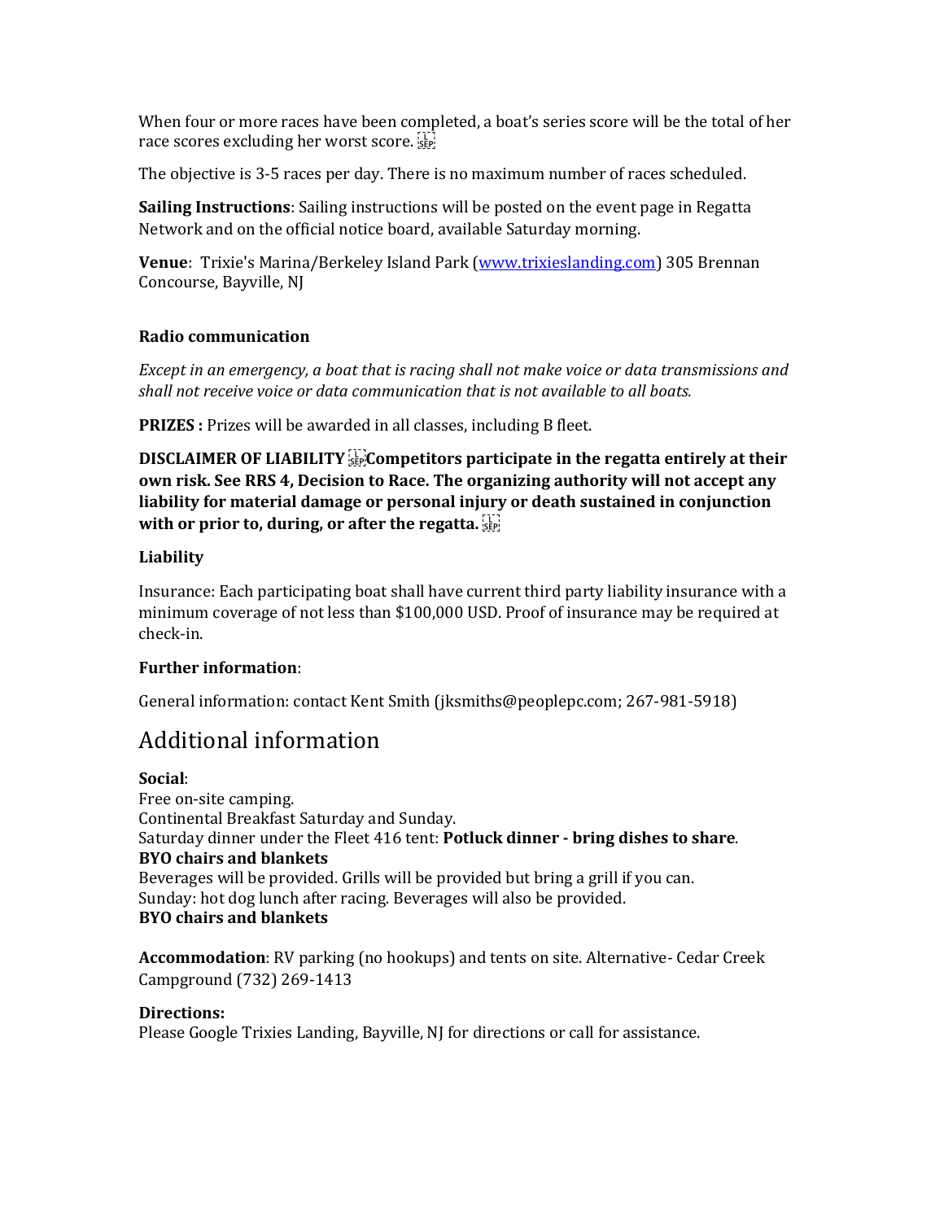When four or more races have been completed, a boat's series score will be the total of her race scores excluding her worst score.

The objective is 3-5 races per day. There is no maximum number of races scheduled.

**Sailing Instructions**: Sailing instructions will be posted on the event page in Regatta Network and on the official notice board, available Saturday morning.

**Venue**: Trixie's Marina/Berkeley Island Park (www.trixieslanding.com) 305 Brennan Concourse, Bayville, NJ

**Radio communication**

*Except in an emergency, a boat that is racing shall not make voice or data transmissions and shall not receive voice or data communication that is not available to all boats.*

**PRIZES :** Prizes will be awarded in all classes, including B fleet.

**DISCLAIMER OF LIABILITY Competitors participate in the regatta entirely at their own risk. See RRS 4, Decision to Race. The organizing authority will not accept any liability for material damage or personal injury or death sustained in conjunction with or prior to, during, or after the regatta.**

**Liability**

Insurance: Each participating boat shall have current third party liability insurance with a minimum coverage of not less than $100,000 USD. Proof of insurance may be required at check-in.

**Further information**:

General information: contact Kent Smith (jksmiths@peoplepc.com; 267-981-5918)

# Additional information

**Social**:
Free on-site camping.
Continental Breakfast Saturday and Sunday.
Saturday dinner under the Fleet 416 tent: **Potluck dinner - bring dishes to share**.
**BYO chairs and blankets**
Beverages will be provided. Grills will be provided but bring a grill if you can.
Sunday: hot dog lunch after racing. Beverages will also be provided.
**BYO chairs and blankets**

**Accommodation**: RV parking (no hookups) and tents on site. Alternative- Cedar Creek Campground (732) 269-1413

**Directions:**
Please Google Trixies Landing, Bayville, NJ for directions or call for assistance.